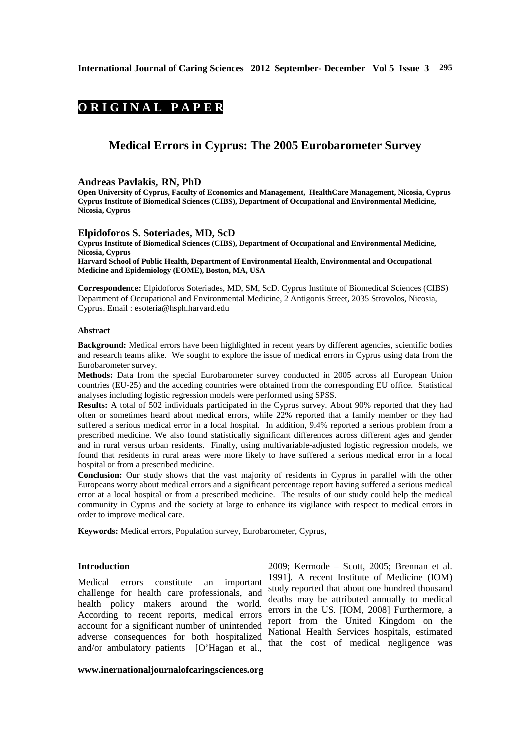**ORIGINAL PAPER**

# Medical Errors in Cyprus: The 2005 Eurobarometer Survey

**Andreas Pavlakis, RN, PhD**

**Open University of Cyprus, Faculty of Economics and Management, HealthCare Management, Nicosia, Cyprus**
**Cyprus Institute of Biomedical Sciences (CIBS), Department of Occupational and Environmental Medicine, Nicosia, Cyprus**

**Elpidoforos S. Soteriades, MD, ScD**

**Cyprus Institute of Biomedical Sciences (CIBS), Department of Occupational and Environmental Medicine, Nicosia, Cyprus**
**Harvard School of Public Health, Department of Environmental Health, Environmental and Occupational Medicine and Epidemiology (EOME), Boston, MA, USA**

**Correspondence:** Elpidoforos Soteriades, MD, SM, ScD. Cyprus Institute of Biomedical Sciences (CIBS) Department of Occupational and Environmental Medicine, 2 Antigonis Street, 2035 Strovolos, Nicosia, Cyprus. Email : esoteria@hsph.harvard.edu

#### Abstract

**Background:** Medical errors have been highlighted in recent years by different agencies, scientific bodies and research teams alike. We sought to explore the issue of medical errors in Cyprus using data from the Eurobarometer survey.

**Methods:** Data from the special Eurobarometer survey conducted in 2005 across all European Union countries (EU-25) and the acceding countries were obtained from the corresponding EU office. Statistical analyses including logistic regression models were performed using SPSS.

**Results:** A total of 502 individuals participated in the Cyprus survey. About 90% reported that they had often or sometimes heard about medical errors, while 22% reported that a family member or they had suffered a serious medical error in a local hospital. In addition, 9.4% reported a serious problem from a prescribed medicine. We also found statistically significant differences across different ages and gender and in rural versus urban residents. Finally, using multivariable-adjusted logistic regression models, we found that residents in rural areas were more likely to have suffered a serious medical error in a local hospital or from a prescribed medicine.

**Conclusion:** Our study shows that the vast majority of residents in Cyprus in parallel with the other Europeans worry about medical errors and a significant percentage report having suffered a serious medical error at a local hospital or from a prescribed medicine. The results of our study could help the medical community in Cyprus and the society at large to enhance its vigilance with respect to medical errors in order to improve medical care.

**Keywords:** Medical errors, Population survey, Eurobarometer, Cyprus,

#### Introduction

Medical errors constitute an important challenge for health care professionals, and health policy makers around the world. According to recent reports, medical errors account for a significant number of unintended adverse consequences for both hospitalized and/or ambulatory patients [O'Hagan et al., 2009; Kermode – Scott, 2005; Brennan et al. 1991]. A recent Institute of Medicine (IOM) study reported that about one hundred thousand deaths may be attributed annually to medical errors in the US. [IOM, 2008] Furthermore, a report from the United Kingdom on the National Health Services hospitals, estimated that the cost of medical negligence was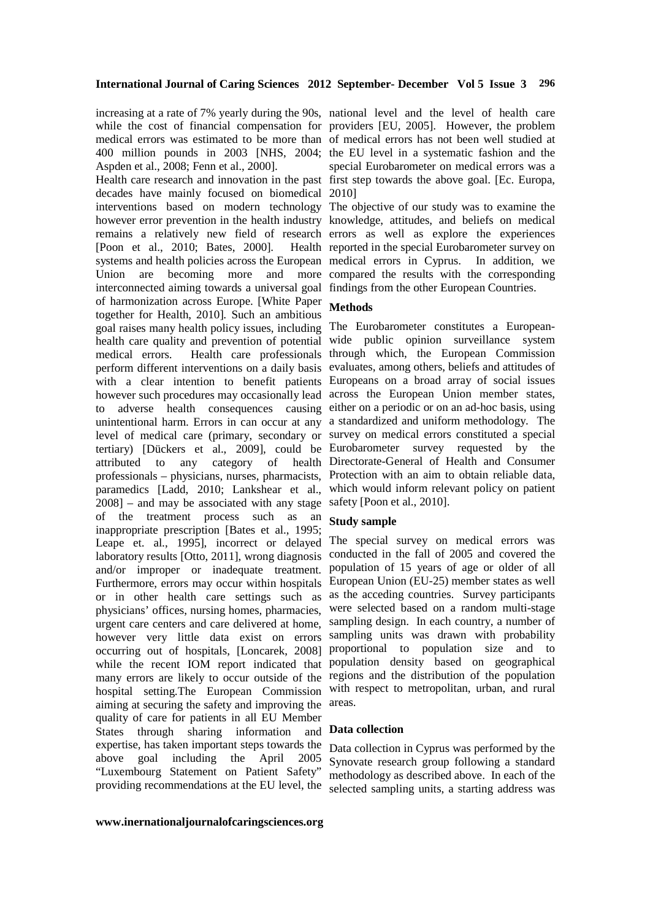increasing at a rate of 7% yearly during the 90s, while the cost of financial compensation for medical errors was estimated to be more than 400 million pounds in 2003 [NHS, 2004; Aspden et al., 2008; Fenn et al., 2000].

Health care research and innovation in the past decades have mainly focused on biomedical interventions based on modern technology however error prevention in the health industry remains a relatively new field of research [Poon et al., 2010; Bates, 2000]. Health systems and health policies across the European Union are becoming more and more interconnected aiming towards a universal goal of harmonization across Europe. [White Paper together for Health, 2010]. Such an ambitious goal raises many health policy issues, including health care quality and prevention of potential medical errors. Health care professionals perform different interventions on a daily basis with a clear intention to benefit patients however such procedures may occasionally lead to adverse health consequences causing unintentional harm. Errors in can occur at any level of medical care (primary, secondary or tertiary) [Dückers et al., 2009], could be attributed to any category of health professionals – physicians, nurses, pharmacists, paramedics [Ladd, 2010; Lankshear et al., 2008] – and may be associated with any stage of the treatment process such as an inappropriate prescription [Bates et al., 1995; Leape et. al., 1995], incorrect or delayed laboratory results [Otto, 2011], wrong diagnosis and/or improper or inadequate treatment. Furthermore, errors may occur within hospitals or in other health care settings such as physicians' offices, nursing homes, pharmacies, urgent care centers and care delivered at home, however very little data exist on errors occurring out of hospitals, [Loncarek, 2008] while the recent IOM report indicated that many errors are likely to occur outside of the hospital setting.The European Commission aiming at securing the safety and improving the quality of care for patients in all EU Member States through sharing information and expertise, has taken important steps towards the above goal including the April 2005 "Luxembourg Statement on Patient Safety" providing recommendations at the EU level, the national level and the level of health care providers [EU, 2005]. However, the problem of medical errors has not been well studied at the EU level in a systematic fashion and the special Eurobarometer on medical errors was a first step towards the above goal. [Ec. Europa, 2010]

The objective of our study was to examine the knowledge, attitudes, and beliefs on medical errors as well as explore the experiences reported in the special Eurobarometer survey on medical errors in Cyprus. In addition, we compared the results with the corresponding findings from the other European Countries.

## Methods

The Eurobarometer constitutes a European-wide public opinion surveillance system through which, the European Commission evaluates, among others, beliefs and attitudes of Europeans on a broad array of social issues across the European Union member states, either on a periodic or on an ad-hoc basis, using a standardized and uniform methodology. The survey on medical errors constituted a special Eurobarometer survey requested by the Directorate-General of Health and Consumer Protection with an aim to obtain reliable data, which would inform relevant policy on patient safety [Poon et al., 2010].

### Study sample

The special survey on medical errors was conducted in the fall of 2005 and covered the population of 15 years of age or older of all European Union (EU-25) member states as well as the acceding countries. Survey participants were selected based on a random multi-stage sampling design. In each country, a number of sampling units was drawn with probability proportional to population size and to population density based on geographical regions and the distribution of the population with respect to metropolitan, urban, and rural areas.

### Data collection

Data collection in Cyprus was performed by the Synovate research group following a standard methodology as described above. In each of the selected sampling units, a starting address was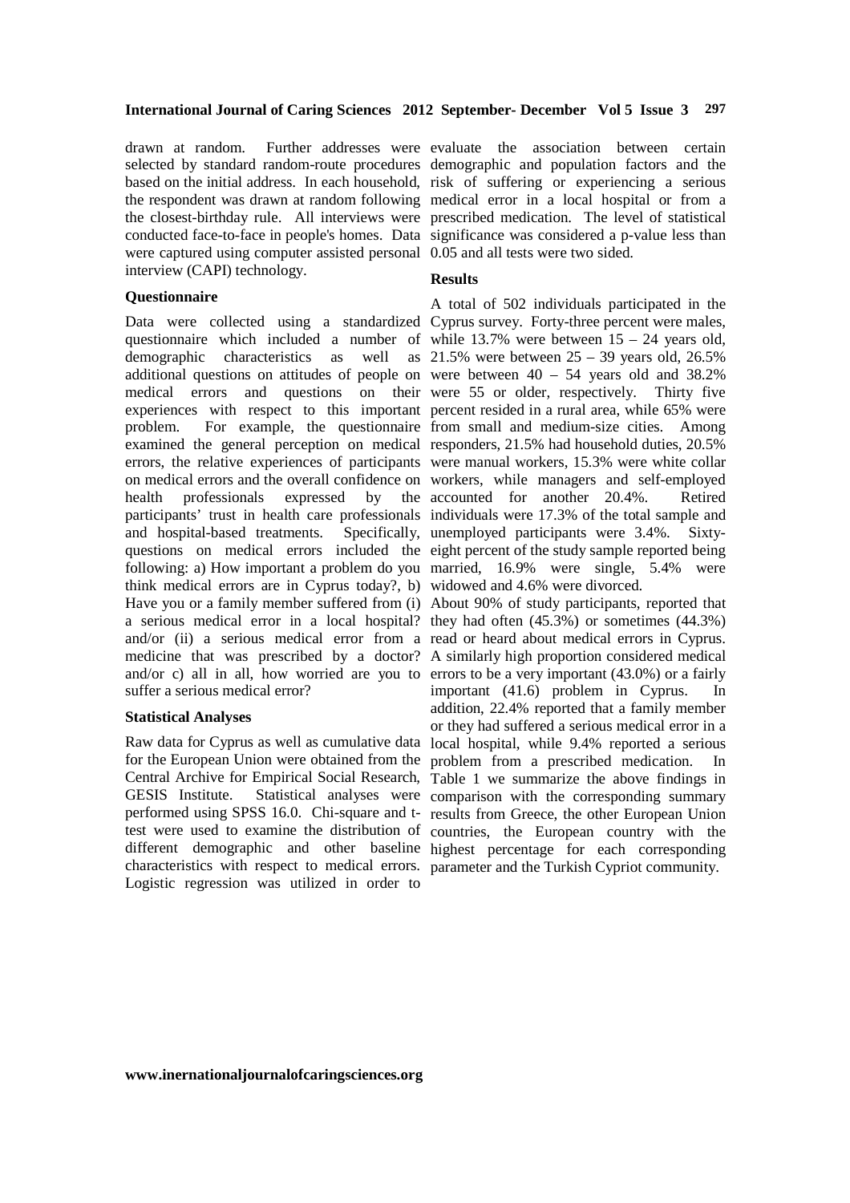drawn at random. Further addresses were selected by standard random-route procedures based on the initial address. In each household, the respondent was drawn at random following the closest-birthday rule. All interviews were conducted face-to-face in people's homes. Data were captured using computer assisted personal interview (CAPI) technology.

### Questionnaire

Data were collected using a standardized questionnaire which included a number of demographic characteristics as well as additional questions on attitudes of people on medical errors and questions on their experiences with respect to this important problem. For example, the questionnaire examined the general perception on medical errors, the relative experiences of participants on medical errors and the overall confidence on health professionals expressed by the participants' trust in health care professionals and hospital-based treatments. Specifically, questions on medical errors included the following: a) How important a problem do you think medical errors are in Cyprus today?, b) Have you or a family member suffered from (i) a serious medical error in a local hospital? and/or (ii) a serious medical error from a medicine that was prescribed by a doctor? and/or c) all in all, how worried are you to suffer a serious medical error?

### Statistical Analyses

Raw data for Cyprus as well as cumulative data for the European Union were obtained from the Central Archive for Empirical Social Research, GESIS Institute. Statistical analyses were performed using SPSS 16.0. Chi-square and t-test were used to examine the distribution of different demographic and other baseline characteristics with respect to medical errors. Logistic regression was utilized in order to evaluate the association between certain demographic and population factors and the risk of suffering or experiencing a serious medical error in a local hospital or from a prescribed medication. The level of statistical significance was considered a p-value less than 0.05 and all tests were two sided.

### Results

A total of 502 individuals participated in the Cyprus survey. Forty-three percent were males, while 13.7% were between 15 – 24 years old, 21.5% were between 25 – 39 years old, 26.5% were between 40 – 54 years old and 38.2% were 55 or older, respectively. Thirty five percent resided in a rural area, while 65% were from small and medium-size cities. Among responders, 21.5% had household duties, 20.5% were manual workers, 15.3% were white collar workers, while managers and self-employed accounted for another 20.4%. Retired individuals were 17.3% of the total sample and unemployed participants were 3.4%. Sixty-eight percent of the study sample reported being married, 16.9% were single, 5.4% were widowed and 4.6% were divorced.

About 90% of study participants, reported that they had often (45.3%) or sometimes (44.3%) read or heard about medical errors in Cyprus. A similarly high proportion considered medical errors to be a very important (43.0%) or a fairly important (41.6) problem in Cyprus. In addition, 22.4% reported that a family member or they had suffered a serious medical error in a local hospital, while 9.4% reported a serious problem from a prescribed medication. In Table 1 we summarize the above findings in comparison with the corresponding summary results from Greece, the other European Union countries, the European country with the highest percentage for each corresponding parameter and the Turkish Cypriot community.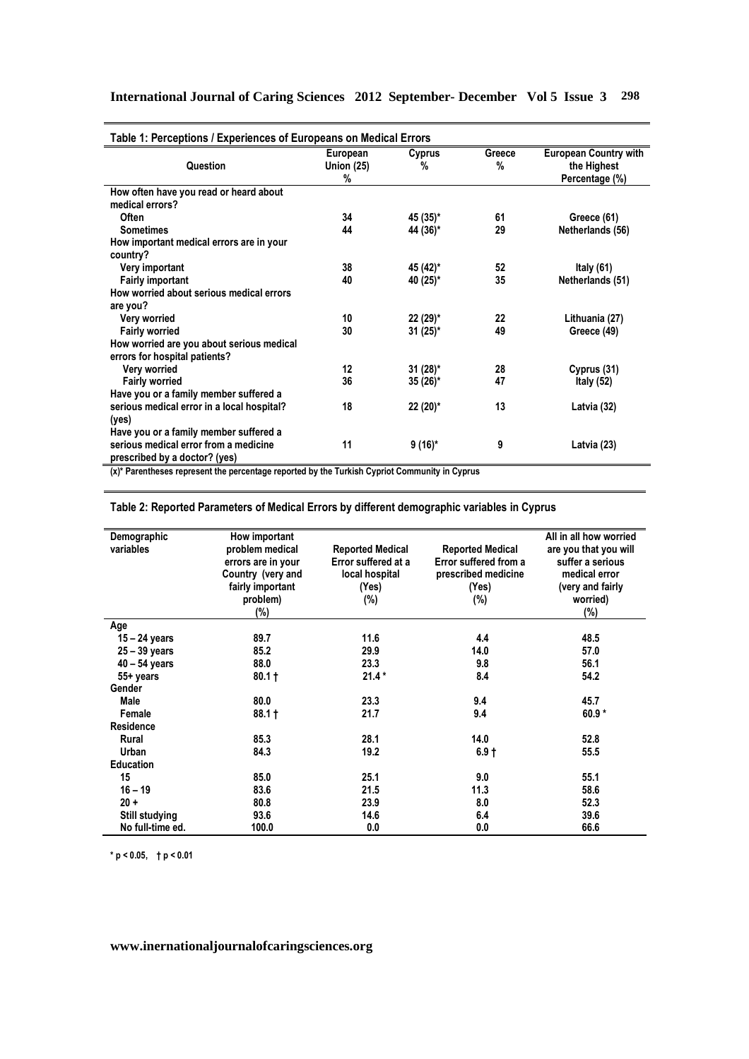**Table 1: Perceptions / Experiences of Europeans on Medical Errors**

| Question | European Union (25) % | Cyprus % | Greece % | European Country with the Highest Percentage (%) |
|---|---|---|---|---|
| **How often have you read or heard about medical errors?** | | | | |
| Often | 34 | 45 (35)* | 61 | Greece (61) |
| Sometimes | 44 | 44 (36)* | 29 | Netherlands (56) |
| **How important medical errors are in your country?** | | | | |
| Very important | 38 | 45 (42)* | 52 | Italy (61) |
| Fairly important | 40 | 40 (25)* | 35 | Netherlands (51) |
| **How worried about serious medical errors are you?** | | | | |
| Very worried | 10 | 22 (29)* | 22 | Lithuania (27) |
| Fairly worried | 30 | 31 (25)* | 49 | Greece (49) |
| **How worried are you about serious medical errors for hospital patients?** | | | | |
| Very worried | 12 | 31 (28)* | 28 | Cyprus (31) |
| Fairly worried | 36 | 35 (26)* | 47 | Italy (52) |
| **Have you or a family member suffered a serious medical error in a local hospital? (yes)** | 18 | 22 (20)* | 13 | Latvia (32) |
| **Have you or a family member suffered a serious medical error from a medicine prescribed by a doctor? (yes)** | 11 | 9 (16)* | 9 | Latvia (23) |

(x)* Parentheses represent the percentage reported by the Turkish Cypriot Community in Cyprus

**Table 2: Reported Parameters of Medical Errors by different demographic variables in Cyprus**

| Demographic variables | How important problem medical errors are in your Country (very and fairly important problem) (%) | Reported Medical Error suffered at a local hospital (Yes) (%) | Reported Medical Error suffered from a prescribed medicine (Yes) (%) | All in all how worried are you that you will suffer a serious medical error (very and fairly worried) (%) |
|---|---|---|---|---|
| **Age** | | | | |
| 15 – 24 years | 89.7 | 11.6 | 4.4 | 48.5 |
| 25 – 39 years | 85.2 | 29.9 | 14.0 | 57.0 |
| 40 – 54 years | 88.0 | 23.3 | 9.8 | 56.1 |
| 55+ years | 80.1 † | 21.4 * | 8.4 | 54.2 |
| **Gender** | | | | |
| Male | 80.0 | 23.3 | 9.4 | 45.7 |
| Female | 88.1 † | 21.7 | 9.4 | 60.9 * |
| **Residence** | | | | |
| Rural | 85.3 | 28.1 | 14.0 | 52.8 |
| Urban | 84.3 | 19.2 | 6.9 † | 55.5 |
| **Education** | | | | |
| 15 | 85.0 | 25.1 | 9.0 | 55.1 |
| 16 – 19 | 83.6 | 21.5 | 11.3 | 58.6 |
| 20 + | 80.8 | 23.9 | 8.0 | 52.3 |
| Still studying | 93.6 | 14.6 | 6.4 | 39.6 |
| No full-time ed. | 100.0 | 0.0 | 0.0 | 66.6 |

* $p < 0.05$, † $p < 0.01$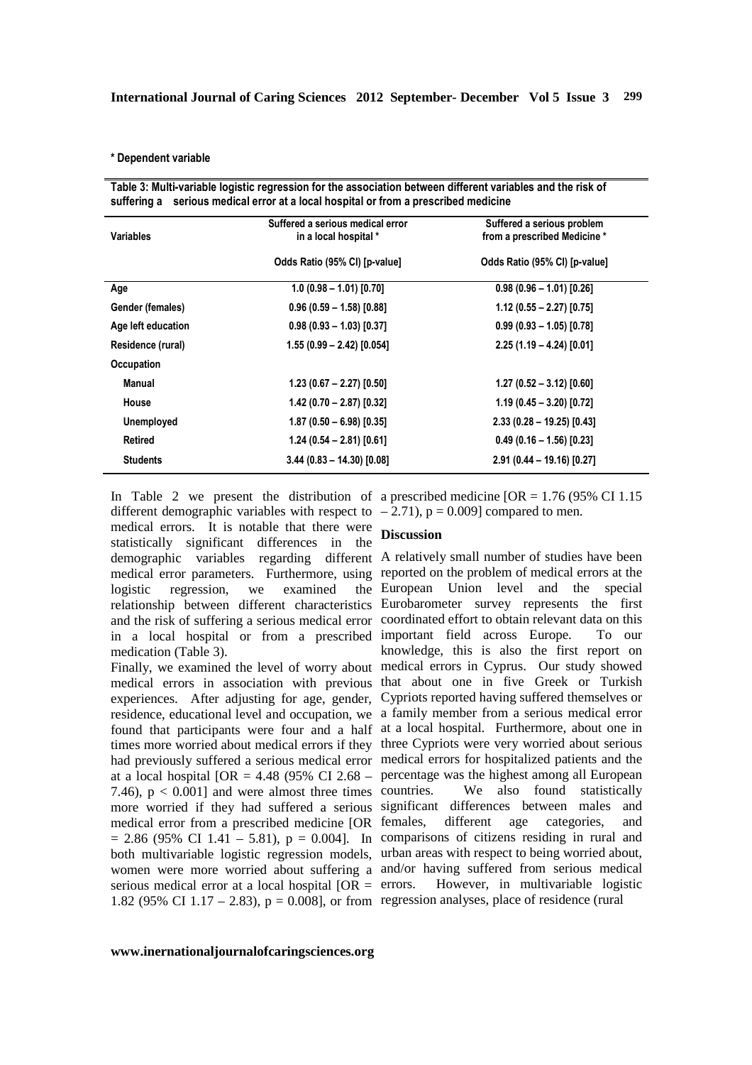* Dependent variable

**Table 3: Multi-variable logistic regression for the association between different variables and the risk of suffering a serious medical error at a local hospital or from a prescribed medicine**

| Variables | Suffered a serious medical error in a local hospital * | Suffered a serious problem from a prescribed Medicine * |
|---|---|---|
| | Odds Ratio (95% CI) [p-value] | Odds Ratio (95% CI) [p-value] |
| Age | 1.0 (0.98 – 1.01) [0.70] | 0.98 (0.96 – 1.01) [0.26] |
| Gender (females) | 0.96 (0.59 – 1.58) [0.88] | 1.12 (0.55 – 2.27) [0.75] |
| Age left education | 0.98 (0.93 – 1.03) [0.37] | 0.99 (0.93 – 1.05) [0.78] |
| Residence (rural) | 1.55 (0.99 – 2.42) [0.054] | 2.25 (1.19 – 4.24) [0.01] |
| Occupation | | |
| Manual | 1.23 (0.67 – 2.27) [0.50] | 1.27 (0.52 – 3.12) [0.60] |
| House | 1.42 (0.70 – 2.87) [0.32] | 1.19 (0.45 – 3.20) [0.72] |
| Unemployed | 1.87 (0.50 – 6.98) [0.35] | 2.33 (0.28 – 19.25) [0.43] |
| Retired | 1.24 (0.54 – 2.81) [0.61] | 0.49 (0.16 – 1.56) [0.23] |
| Students | 3.44 (0.83 – 14.30) [0.08] | 2.91 (0.44 – 19.16) [0.27] |

In Table 2 we present the distribution of different demographic variables with respect to medical errors. It is notable that there were statistically significant differences in the demographic variables regarding different medical error parameters. Furthermore, using logistic regression, we examined the relationship between different characteristics and the risk of suffering a serious medical error in a local hospital or from a prescribed medication (Table 3).

Finally, we examined the level of worry about medical errors in association with previous experiences. After adjusting for age, gender, residence, educational level and occupation, we found that participants were four and a half times more worried about medical errors if they had previously suffered a serious medical error at a local hospital [OR = 4.48 (95% CI 2.68 – 7.46), $p < 0.001$] and were almost three times more worried if they had suffered a serious medical error from a prescribed medicine [OR = 2.86 (95% CI 1.41 – 5.81), $p = 0.004$]. In both multivariable logistic regression models, women were more worried about suffering a serious medical error at a local hospital [OR = 1.82 (95% CI 1.17 – 2.83), $p = 0.008$], or from a prescribed medicine [OR = 1.76 (95% CI 1.15 – 2.71), $p = 0.009$] compared to men.

## Discussion

A relatively small number of studies have been reported on the problem of medical errors at the European Union level and the special Eurobarometer survey represents the first coordinated effort to obtain relevant data on this important field across Europe. To our knowledge, this is also the first report on medical errors in Cyprus. Our study showed that about one in five Greek or Turkish Cypriots reported having suffered themselves or a family member from a serious medical error at a local hospital. Furthermore, about one in three Cypriots were very worried about serious medical errors for hospitalized patients and the percentage was the highest among all European countries. We also found statistically significant differences between males and females, different age categories, and comparisons of citizens residing in rural and urban areas with respect to being worried about, and/or having suffered from serious medical errors. However, in multivariable logistic regression analyses, place of residence (rural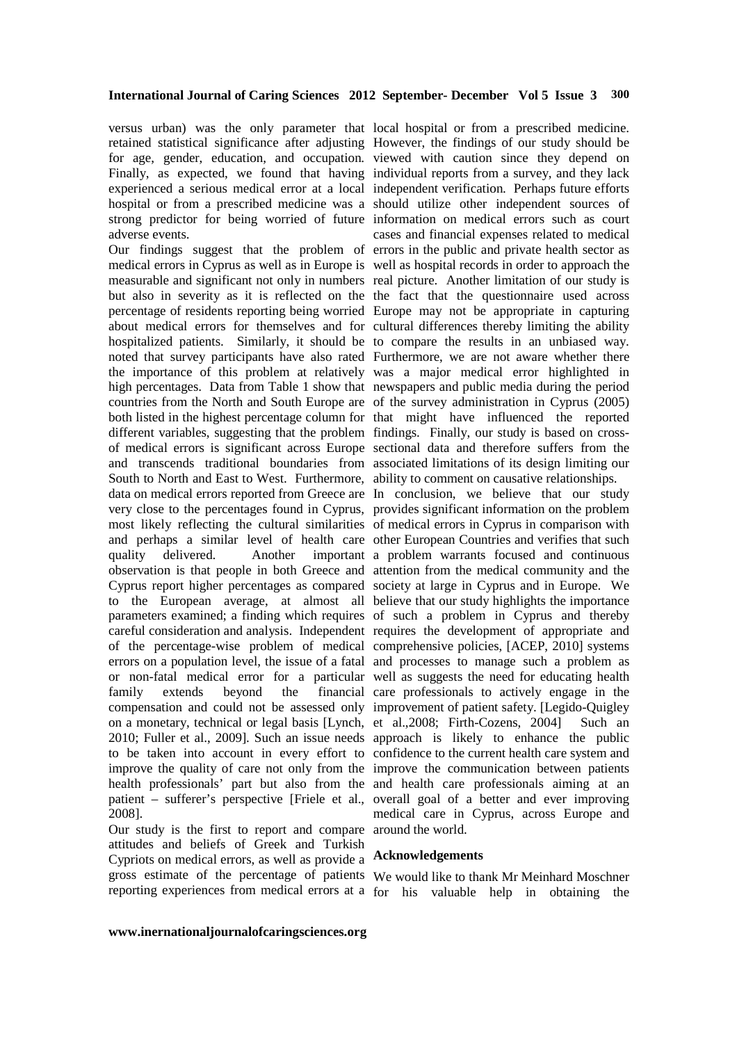versus urban) was the only parameter that retained statistical significance after adjusting for age, gender, education, and occupation. Finally, as expected, we found that having experienced a serious medical error at a local hospital or from a prescribed medicine was a strong predictor for being worried of future adverse events.

Our findings suggest that the problem of medical errors in Cyprus as well as in Europe is measurable and significant not only in numbers but also in severity as it is reflected on the percentage of residents reporting being worried about medical errors for themselves and for hospitalized patients. Similarly, it should be noted that survey participants have also rated the importance of this problem at relatively high percentages. Data from Table 1 show that countries from the North and South Europe are both listed in the highest percentage column for different variables, suggesting that the problem of medical errors is significant across Europe and transcends traditional boundaries from South to North and East to West. Furthermore, data on medical errors reported from Greece are very close to the percentages found in Cyprus, most likely reflecting the cultural similarities and perhaps a similar level of health care quality delivered. Another important observation is that people in both Greece and Cyprus report higher percentages as compared to the European average, at almost all parameters examined; a finding which requires careful consideration and analysis. Independent of the percentage-wise problem of medical errors on a population level, the issue of a fatal or non-fatal medical error for a particular family extends beyond the financial compensation and could not be assessed only on a monetary, technical or legal basis [Lynch, 2010; Fuller et al., 2009]. Such an issue needs to be taken into account in every effort to improve the quality of care not only from the health professionals' part but also from the patient – sufferer's perspective [Friele et al., 2008].

Our study is the first to report and compare attitudes and beliefs of Greek and Turkish Cypriots on medical errors, as well as provide a gross estimate of the percentage of patients reporting experiences from medical errors at a local hospital or from a prescribed medicine. However, the findings of our study should be viewed with caution since they depend on individual reports from a survey, and they lack independent verification. Perhaps future efforts should utilize other independent sources of information on medical errors such as court cases and financial expenses related to medical errors in the public and private health sector as well as hospital records in order to approach the real picture. Another limitation of our study is the fact that the questionnaire used across Europe may not be appropriate in capturing cultural differences thereby limiting the ability to compare the results in an unbiased way. Furthermore, we are not aware whether there was a major medical error highlighted in newspapers and public media during the period of the survey administration in Cyprus (2005) that might have influenced the reported findings. Finally, our study is based on cross-sectional data and therefore suffers from the associated limitations of its design limiting our ability to comment on causative relationships.

In conclusion, we believe that our study provides significant information on the problem of medical errors in Cyprus in comparison with other European Countries and verifies that such a problem warrants focused and continuous attention from the medical community and the society at large in Cyprus and in Europe. We believe that our study highlights the importance of such a problem in Cyprus and thereby requires the development of appropriate and comprehensive policies, [ACEP, 2010] systems and processes to manage such a problem as well as suggests the need for educating health care professionals to actively engage in the improvement of patient safety. [Legido-Quigley et al.,2008; Firth-Cozens, 2004] Such an approach is likely to enhance the public confidence to the current health care system and improve the communication between patients and health care professionals aiming at an overall goal of a better and ever improving medical care in Cyprus, across Europe and around the world.

## Acknowledgements

We would like to thank Mr Meinhard Moschner for his valuable help in obtaining the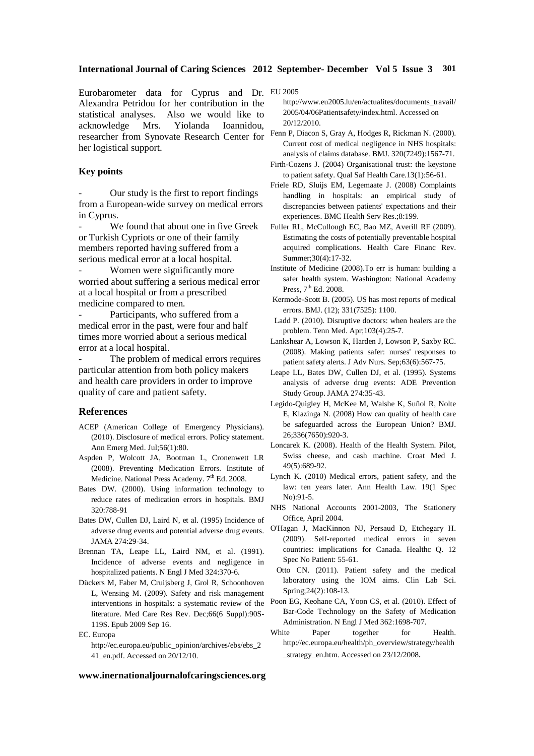Eurobarometer data for Cyprus and Dr. Alexandra Petridou for her contribution in the statistical analyses. Also we would like to acknowledge Mrs. Yiolanda Ioannidou, researcher from Synovate Research Center for her logistical support.

### Key points

- Our study is the first to report findings from a European-wide survey on medical errors in Cyprus.
- We found that about one in five Greek or Turkish Cypriots or one of their family members reported having suffered from a serious medical error at a local hospital.
- Women were significantly more worried about suffering a serious medical error at a local hospital or from a prescribed medicine compared to men.
- Participants, who suffered from a medical error in the past, were four and half times more worried about a serious medical error at a local hospital.
- The problem of medical errors requires particular attention from both policy makers and health care providers in order to improve quality of care and patient safety.

## References

ACEP (American College of Emergency Physicians). (2010). Disclosure of medical errors. Policy statement. Ann Emerg Med. Jul;56(1):80.

Aspden P, Wolcott JA, Bootman L, Cronenwett LR (2008). Preventing Medication Errors. Institute of Medicine. National Press Academy. 7th Ed. 2008.

Bates DW. (2000). Using information technology to reduce rates of medication errors in hospitals. BMJ 320:788-91

Bates DW, Cullen DJ, Laird N, et al. (1995) Incidence of adverse drug events and potential adverse drug events. JAMA 274:29-34.

Brennan TA, Leape LL, Laird NM, et al. (1991). Incidence of adverse events and negligence in hospitalized patients. N Engl J Med 324:370-6.

Dückers M, Faber M, Cruijsberg J, Grol R, Schoonhoven L, Wensing M. (2009). Safety and risk management interventions in hospitals: a systematic review of the literature. Med Care Res Rev. Dec;66(6 Suppl):90S-119S. Epub 2009 Sep 16.

EC. Europa http://ec.europa.eu/public_opinion/archives/ebs/ebs_241_en.pdf. Accessed on 20/12/10.

EU 2005 http://www.eu2005.lu/en/actualites/documents_travail/2005/04/06Patientsafety/index.html. Accessed on 20/12/2010.

Fenn P, Diacon S, Gray A, Hodges R, Rickman N. (2000). Current cost of medical negligence in NHS hospitals: analysis of claims database. BMJ. 320(7249):1567-71.

Firth-Cozens J. (2004) Organisational trust: the keystone to patient safety. Qual Saf Health Care.13(1):56-61.

Friele RD, Sluijs EM, Legemaate J. (2008) Complaints handling in hospitals: an empirical study of discrepancies between patients' expectations and their experiences. BMC Health Serv Res.;8:199.

Fuller RL, McCullough EC, Bao MZ, Averill RF (2009). Estimating the costs of potentially preventable hospital acquired complications. Health Care Financ Rev. Summer;30(4):17-32.

Institute of Medicine (2008).To err is human: building a safer health system. Washington: National Academy Press, 7th Ed. 2008.

Kermode-Scott B. (2005). US has most reports of medical errors. BMJ. (12); 331(7525): 1100.

Ladd P. (2010). Disruptive doctors: when healers are the problem. Tenn Med. Apr;103(4):25-7.

Lankshear A, Lowson K, Harden J, Lowson P, Saxby RC. (2008). Making patients safer: nurses' responses to patient safety alerts. J Adv Nurs. Sep;63(6):567-75.

Leape LL, Bates DW, Cullen DJ, et al. (1995). Systems analysis of adverse drug events: ADE Prevention Study Group. JAMA 274:35-43.

Legido-Quigley H, McKee M, Walshe K, Suñol R, Nolte E, Klazinga N. (2008) How can quality of health care be safeguarded across the European Union? BMJ. 26;336(7650):920-3.

Loncarek K. (2008). Health of the Health System. Pilot, Swiss cheese, and cash machine. Croat Med J. 49(5):689-92.

Lynch K. (2010) Medical errors, patient safety, and the law: ten years later. Ann Health Law. 19(1 Spec No):91-5.

NHS National Accounts 2001-2003, The Stationery Office, April 2004.

O'Hagan J, MacKinnon NJ, Persaud D, Etchegary H. (2009). Self-reported medical errors in seven countries: implications for Canada. Healthc Q. 12 Spec No Patient: 55-61.

Otto CN. (2011). Patient safety and the medical laboratory using the IOM aims. Clin Lab Sci. Spring;24(2):108-13.

Poon EG, Keohane CA, Yoon CS, et al. (2010). Effect of Bar-Code Technology on the Safety of Medication Administration. N Engl J Med 362:1698-707.

White Paper together for Health. http://ec.europa.eu/health/ph_overview/strategy/health_strategy_en.htm. Accessed on 23/12/2008.